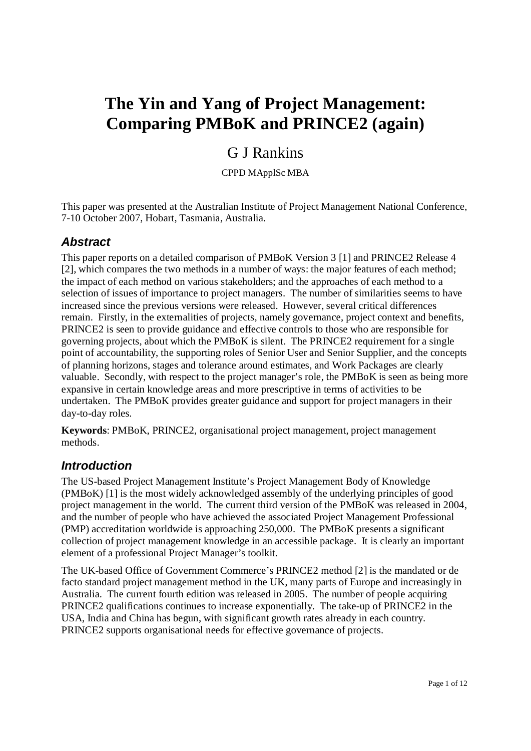# The Yin and Yang of Project Management: Comparing PMBoK and PRINCE2 (again)

## G J Rankins

CPPD MApplSc MBA

This paper was presented at the Australian Institute of Project Management National Conference, 7-10 October 2007, Hobart, Tasmania, Australia.

### Abstract

This paper reports on a detailed comparison of PMBoK Version 3 [1] and PRINCE2 Release 4 [2], which compares the two methods in a number of ways: the major features of each method; the impact of each method on various stakeholders; and the approaches of each method to a selection of issues of importance to project managers. The number of similarities seems to have increased since the previous versions were released. However, several critical differences remain. Firstly, in the externalities of projects, namely governance, project context and benefits, PRINCE2 is seen to provide guidance and effective controls to those who are responsible for governing projects, about which the PMBoK is silent. The PRINCE2 requirement for a single point of accountability, the supporting roles of Senior User and Senior Supplier, and the concepts of planning horizons, stages and tolerance around estimates, and Work Packages are clearly valuable. Secondly, with respect to the project manager's role, the PMBoK is seen as being more expansive in certain knowledge areas and more prescriptive in terms of activities to be undertaken. The PMBoK provides greater guidance and support for project managers in their day-to-day roles.

**Keywords**: PMBoK, PRINCE2, organisational project management, project management methods.

### Introduction

The US-based Project Management Institute's Project Management Body of Knowledge (PMBoK) [1] is the most widely acknowledged assembly of the underlying principles of good project management in the world. The current third version of the PMBoK was released in 2004, and the number of people who have achieved the associated Project Management Professional (PMP) accreditation worldwide is approaching 250,000. The PMBoK presents a significant collection of project management knowledge in an accessible package. It is clearly an important element of a professional Project Manager's toolkit.

The UK-based Office of Government Commerce's PRINCE2 method [2] is the mandated or de facto standard project management method in the UK, many parts of Europe and increasingly in Australia. The current fourth edition was released in 2005. The number of people acquiring PRINCE2 qualifications continues to increase exponentially. The take-up of PRINCE2 in the USA, India and China has begun, with significant growth rates already in each country. PRINCE2 supports organisational needs for effective governance of projects.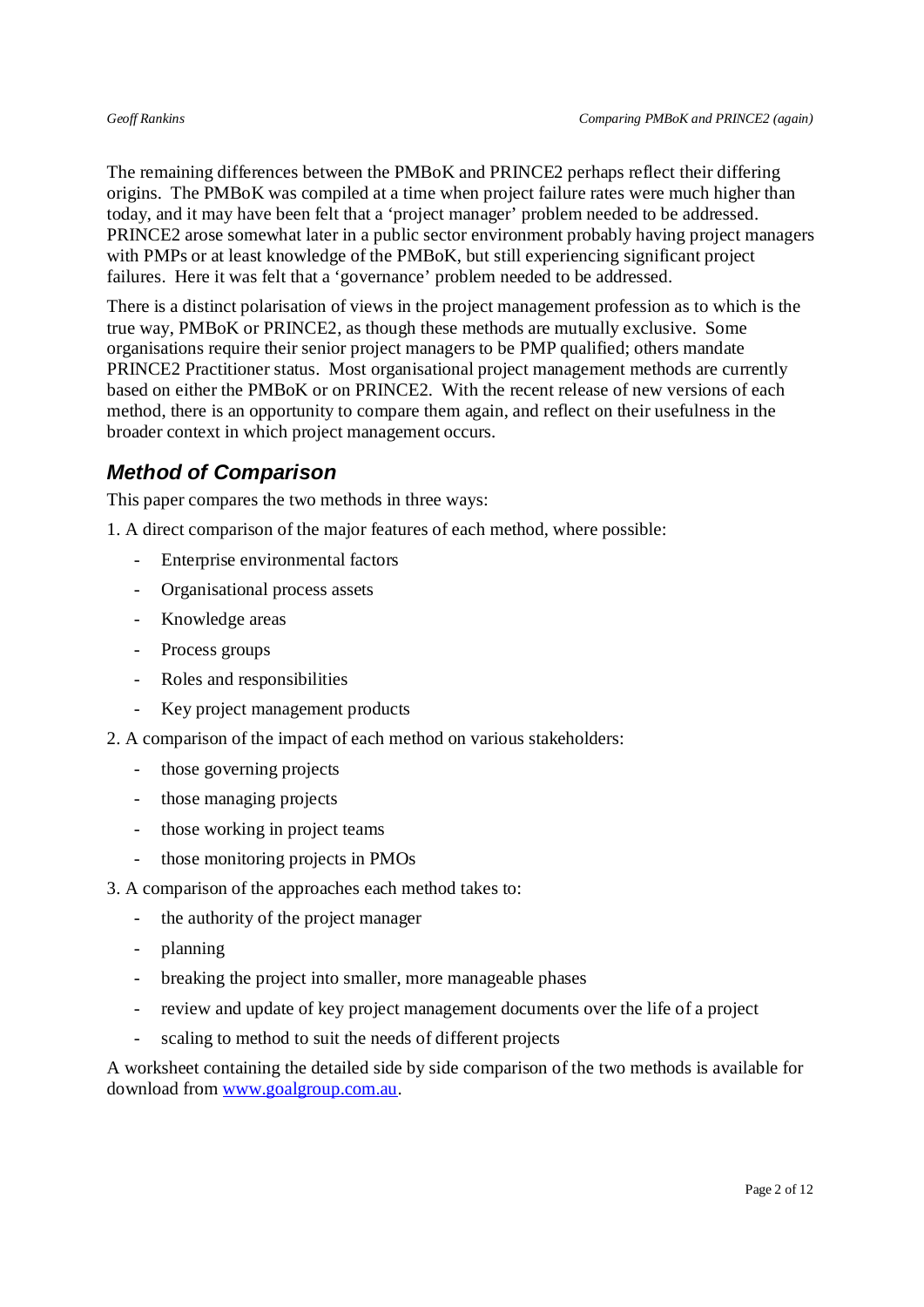The remaining differences between the PMBoK and PRINCE2 perhaps reflect their differing origins. The PMBoK was compiled at a time when project failure rates were much higher than today, and it may have been felt that a 'project manager' problem needed to be addressed. PRINCE2 arose somewhat later in a public sector environment probably having project managers with PMPs or at least knowledge of the PMBoK, but still experiencing significant project failures. Here it was felt that a 'governance' problem needed to be addressed.

There is a distinct polarisation of views in the project management profession as to which is the true way, PMBoK or PRINCE2, as though these methods are mutually exclusive. Some organisations require their senior project managers to be PMP qualified; others mandate PRINCE2 Practitioner status. Most organisational project management methods are currently based on either the PMBoK or on PRINCE2. With the recent release of new versions of each method, there is an opportunity to compare them again, and reflect on their usefulness in the broader context in which project management occurs.

## Method of Comparison

This paper compares the two methods in three ways:

1. A direct comparison of the major features of each method, where possible:
    - Enterprise environmental factors
    - Organisational process assets
    - Knowledge areas
    - Process groups
    - Roles and responsibilities
    - Key project management products
2. A comparison of the impact of each method on various stakeholders:
    - those governing projects
    - those managing projects
    - those working in project teams
    - those monitoring projects in PMOs
3. A comparison of the approaches each method takes to:
    - the authority of the project manager
    - planning
    - breaking the project into smaller, more manageable phases
    - review and update of key project management documents over the life of a project
    - scaling to method to suit the needs of different projects

A worksheet containing the detailed side by side comparison of the two methods is available for download from [www.goalgroup.com.au](http://www.goalgroup.com.au).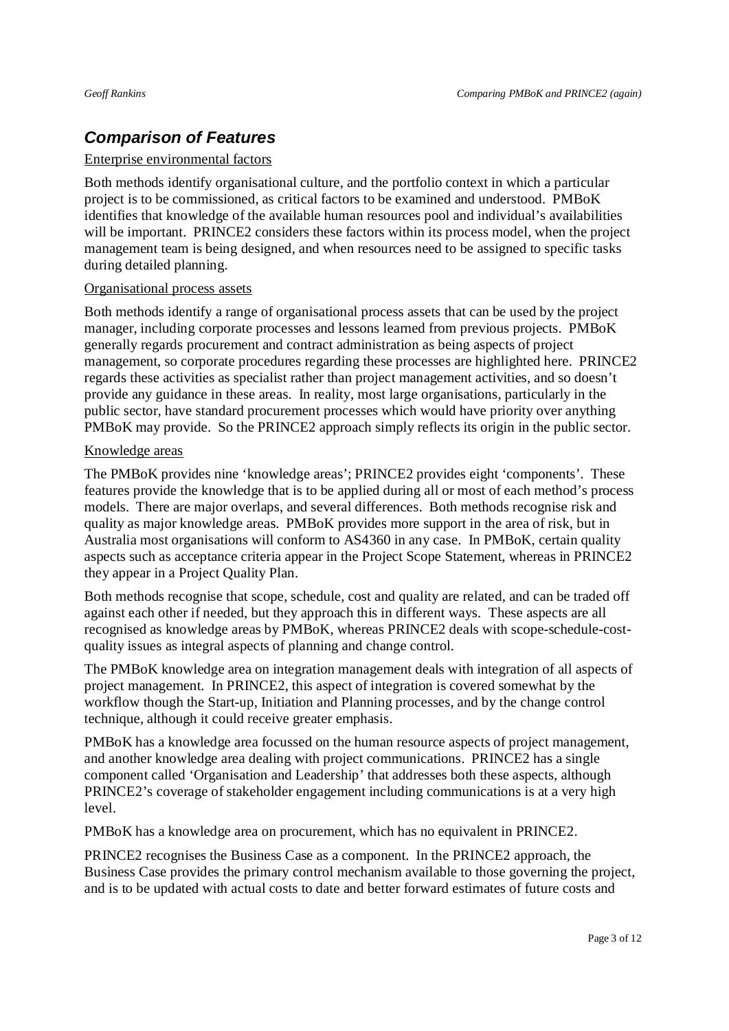## *Comparison of Features*

Enterprise environmental factors

Both methods identify organisational culture, and the portfolio context in which a particular project is to be commissioned, as critical factors to be examined and understood. PMBoK identifies that knowledge of the available human resources pool and individual's availabilities will be important. PRINCE2 considers these factors within its process model, when the project management team is being designed, and when resources need to be assigned to specific tasks during detailed planning.

Organisational process assets

Both methods identify a range of organisational process assets that can be used by the project manager, including corporate processes and lessons learned from previous projects. PMBoK generally regards procurement and contract administration as being aspects of project management, so corporate procedures regarding these processes are highlighted here. PRINCE2 regards these activities as specialist rather than project management activities, and so doesn't provide any guidance in these areas. In reality, most large organisations, particularly in the public sector, have standard procurement processes which would have priority over anything PMBoK may provide. So the PRINCE2 approach simply reflects its origin in the public sector.

Knowledge areas

The PMBoK provides nine 'knowledge areas'; PRINCE2 provides eight 'components'. These features provide the knowledge that is to be applied during all or most of each method's process models. There are major overlaps, and several differences. Both methods recognise risk and quality as major knowledge areas. PMBoK provides more support in the area of risk, but in Australia most organisations will conform to AS4360 in any case. In PMBoK, certain quality aspects such as acceptance criteria appear in the Project Scope Statement, whereas in PRINCE2 they appear in a Project Quality Plan.

Both methods recognise that scope, schedule, cost and quality are related, and can be traded off against each other if needed, but they approach this in different ways. These aspects are all recognised as knowledge areas by PMBoK, whereas PRINCE2 deals with scope-schedule-cost-quality issues as integral aspects of planning and change control.

The PMBoK knowledge area on integration management deals with integration of all aspects of project management. In PRINCE2, this aspect of integration is covered somewhat by the workflow though the Start-up, Initiation and Planning processes, and by the change control technique, although it could receive greater emphasis.

PMBoK has a knowledge area focussed on the human resource aspects of project management, and another knowledge area dealing with project communications. PRINCE2 has a single component called 'Organisation and Leadership' that addresses both these aspects, although PRINCE2's coverage of stakeholder engagement including communications is at a very high level.

PMBoK has a knowledge area on procurement, which has no equivalent in PRINCE2.

PRINCE2 recognises the Business Case as a component. In the PRINCE2 approach, the Business Case provides the primary control mechanism available to those governing the project, and is to be updated with actual costs to date and better forward estimates of future costs and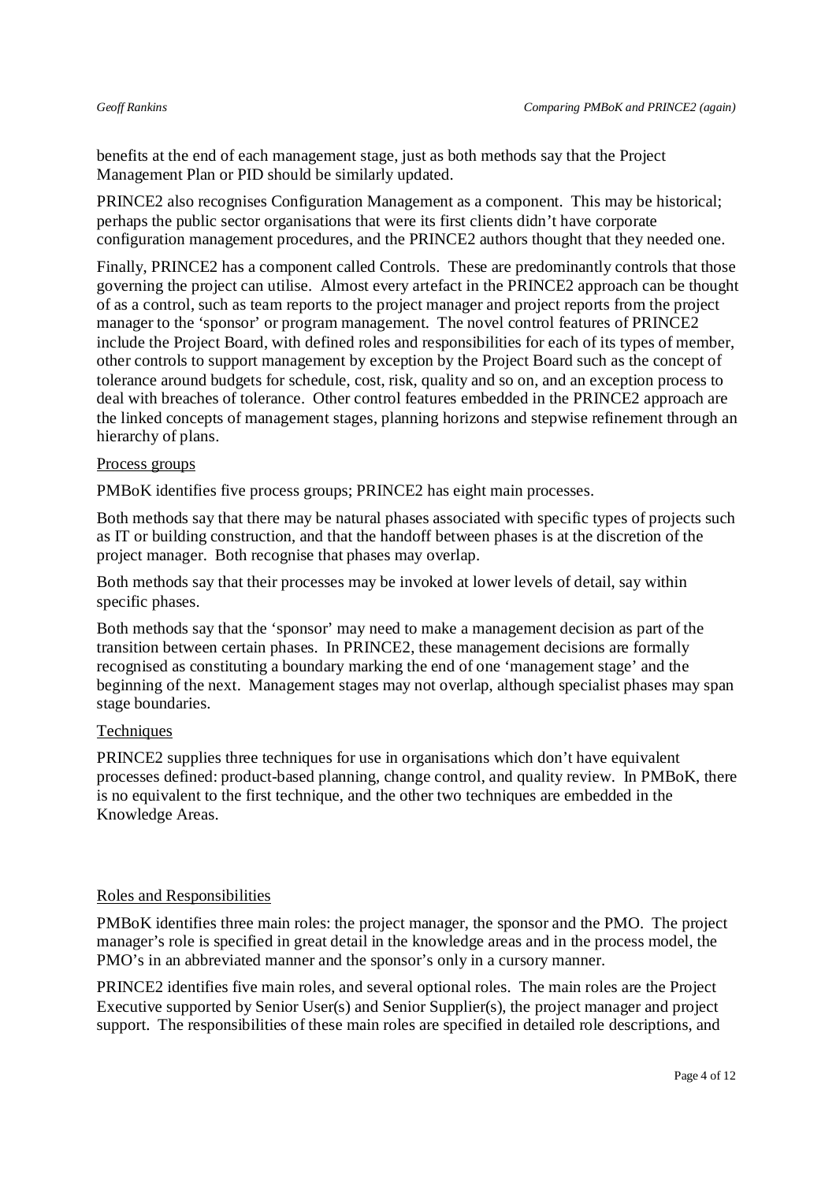benefits at the end of each management stage, just as both methods say that the Project Management Plan or PID should be similarly updated.

PRINCE2 also recognises Configuration Management as a component. This may be historical; perhaps the public sector organisations that were its first clients didn't have corporate configuration management procedures, and the PRINCE2 authors thought that they needed one.

Finally, PRINCE2 has a component called Controls. These are predominantly controls that those governing the project can utilise. Almost every artefact in the PRINCE2 approach can be thought of as a control, such as team reports to the project manager and project reports from the project manager to the 'sponsor' or program management. The novel control features of PRINCE2 include the Project Board, with defined roles and responsibilities for each of its types of member, other controls to support management by exception by the Project Board such as the concept of tolerance around budgets for schedule, cost, risk, quality and so on, and an exception process to deal with breaches of tolerance. Other control features embedded in the PRINCE2 approach are the linked concepts of management stages, planning horizons and stepwise refinement through an hierarchy of plans.

Process groups

PMBoK identifies five process groups; PRINCE2 has eight main processes.

Both methods say that there may be natural phases associated with specific types of projects such as IT or building construction, and that the handoff between phases is at the discretion of the project manager. Both recognise that phases may overlap.

Both methods say that their processes may be invoked at lower levels of detail, say within specific phases.

Both methods say that the 'sponsor' may need to make a management decision as part of the transition between certain phases. In PRINCE2, these management decisions are formally recognised as constituting a boundary marking the end of one 'management stage' and the beginning of the next. Management stages may not overlap, although specialist phases may span stage boundaries.

Techniques

PRINCE2 supplies three techniques for use in organisations which don't have equivalent processes defined: product-based planning, change control, and quality review. In PMBoK, there is no equivalent to the first technique, and the other two techniques are embedded in the Knowledge Areas.

Roles and Responsibilities

PMBoK identifies three main roles: the project manager, the sponsor and the PMO. The project manager's role is specified in great detail in the knowledge areas and in the process model, the PMO's in an abbreviated manner and the sponsor's only in a cursory manner.

PRINCE2 identifies five main roles, and several optional roles. The main roles are the Project Executive supported by Senior User(s) and Senior Supplier(s), the project manager and project support. The responsibilities of these main roles are specified in detailed role descriptions, and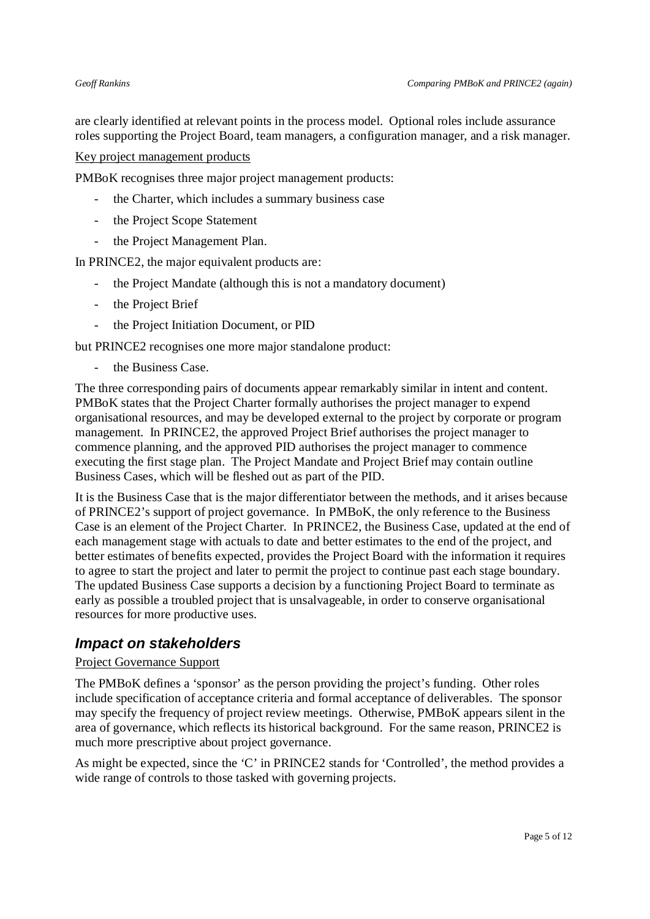are clearly identified at relevant points in the process model. Optional roles include assurance roles supporting the Project Board, team managers, a configuration manager, and a risk manager.

Key project management products

PMBoK recognises three major project management products:

- the Charter, which includes a summary business case
- the Project Scope Statement
- the Project Management Plan.

In PRINCE2, the major equivalent products are:

- the Project Mandate (although this is not a mandatory document)
- the Project Brief
- the Project Initiation Document, or PID

but PRINCE2 recognises one more major standalone product:

- the Business Case.

The three corresponding pairs of documents appear remarkably similar in intent and content. PMBoK states that the Project Charter formally authorises the project manager to expend organisational resources, and may be developed external to the project by corporate or program management. In PRINCE2, the approved Project Brief authorises the project manager to commence planning, and the approved PID authorises the project manager to commence executing the first stage plan. The Project Mandate and Project Brief may contain outline Business Cases, which will be fleshed out as part of the PID.

It is the Business Case that is the major differentiator between the methods, and it arises because of PRINCE2's support of project governance. In PMBoK, the only reference to the Business Case is an element of the Project Charter. In PRINCE2, the Business Case, updated at the end of each management stage with actuals to date and better estimates to the end of the project, and better estimates of benefits expected, provides the Project Board with the information it requires to agree to start the project and later to permit the project to continue past each stage boundary. The updated Business Case supports a decision by a functioning Project Board to terminate as early as possible a troubled project that is unsalvageable, in order to conserve organisational resources for more productive uses.

## *Impact on stakeholders*

Project Governance Support

The PMBoK defines a 'sponsor' as the person providing the project's funding. Other roles include specification of acceptance criteria and formal acceptance of deliverables. The sponsor may specify the frequency of project review meetings. Otherwise, PMBoK appears silent in the area of governance, which reflects its historical background. For the same reason, PRINCE2 is much more prescriptive about project governance.

As might be expected, since the 'C' in PRINCE2 stands for 'Controlled', the method provides a wide range of controls to those tasked with governing projects.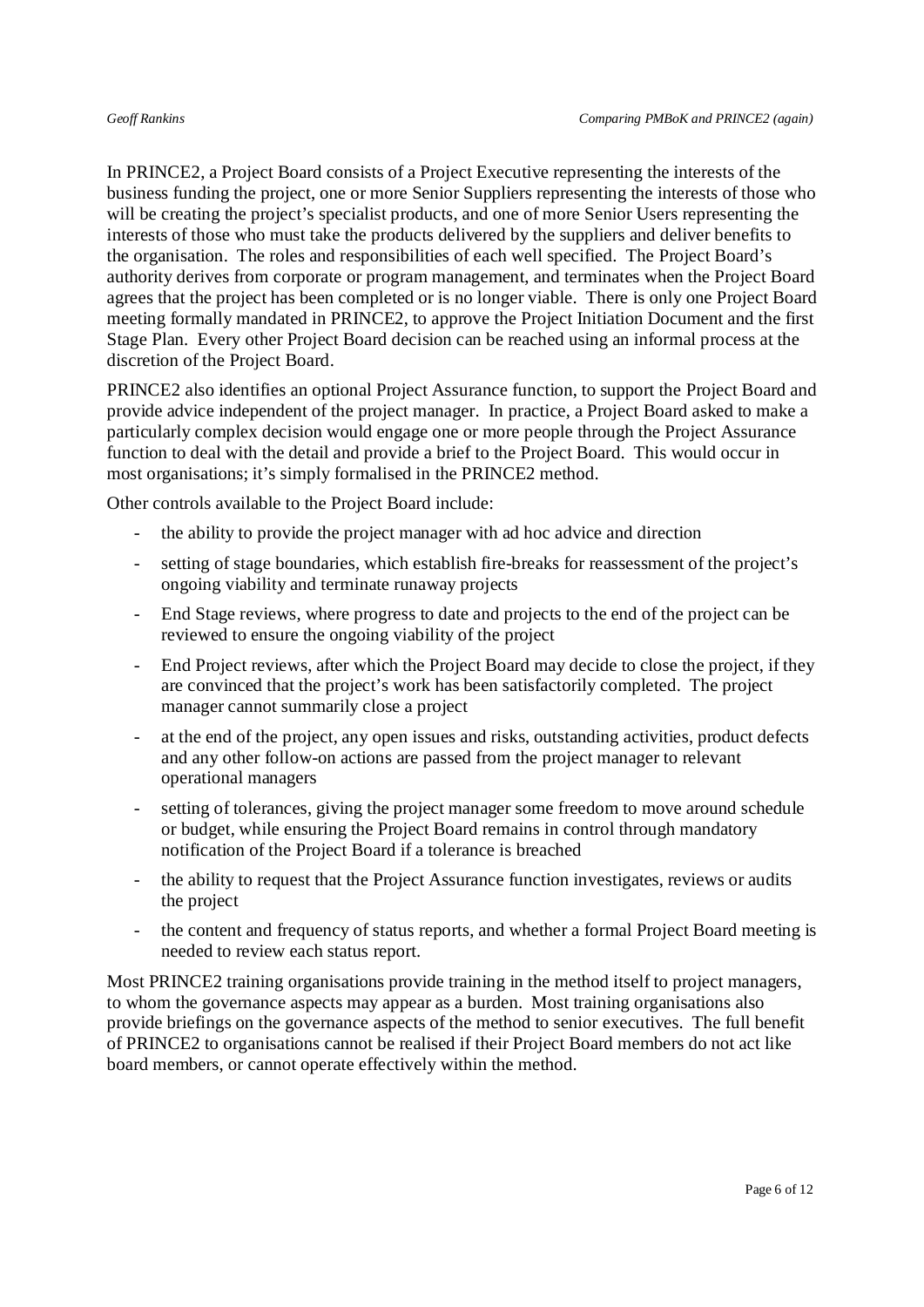In PRINCE2, a Project Board consists of a Project Executive representing the interests of the business funding the project, one or more Senior Suppliers representing the interests of those who will be creating the project's specialist products, and one of more Senior Users representing the interests of those who must take the products delivered by the suppliers and deliver benefits to the organisation. The roles and responsibilities of each well specified. The Project Board's authority derives from corporate or program management, and terminates when the Project Board agrees that the project has been completed or is no longer viable. There is only one Project Board meeting formally mandated in PRINCE2, to approve the Project Initiation Document and the first Stage Plan. Every other Project Board decision can be reached using an informal process at the discretion of the Project Board.

PRINCE2 also identifies an optional Project Assurance function, to support the Project Board and provide advice independent of the project manager. In practice, a Project Board asked to make a particularly complex decision would engage one or more people through the Project Assurance function to deal with the detail and provide a brief to the Project Board. This would occur in most organisations; it's simply formalised in the PRINCE2 method.

Other controls available to the Project Board include:

- the ability to provide the project manager with ad hoc advice and direction
- setting of stage boundaries, which establish fire-breaks for reassessment of the project's ongoing viability and terminate runaway projects
- End Stage reviews, where progress to date and projects to the end of the project can be reviewed to ensure the ongoing viability of the project
- End Project reviews, after which the Project Board may decide to close the project, if they are convinced that the project's work has been satisfactorily completed. The project manager cannot summarily close a project
- at the end of the project, any open issues and risks, outstanding activities, product defects and any other follow-on actions are passed from the project manager to relevant operational managers
- setting of tolerances, giving the project manager some freedom to move around schedule or budget, while ensuring the Project Board remains in control through mandatory notification of the Project Board if a tolerance is breached
- the ability to request that the Project Assurance function investigates, reviews or audits the project
- the content and frequency of status reports, and whether a formal Project Board meeting is needed to review each status report.

Most PRINCE2 training organisations provide training in the method itself to project managers, to whom the governance aspects may appear as a burden. Most training organisations also provide briefings on the governance aspects of the method to senior executives. The full benefit of PRINCE2 to organisations cannot be realised if their Project Board members do not act like board members, or cannot operate effectively within the method.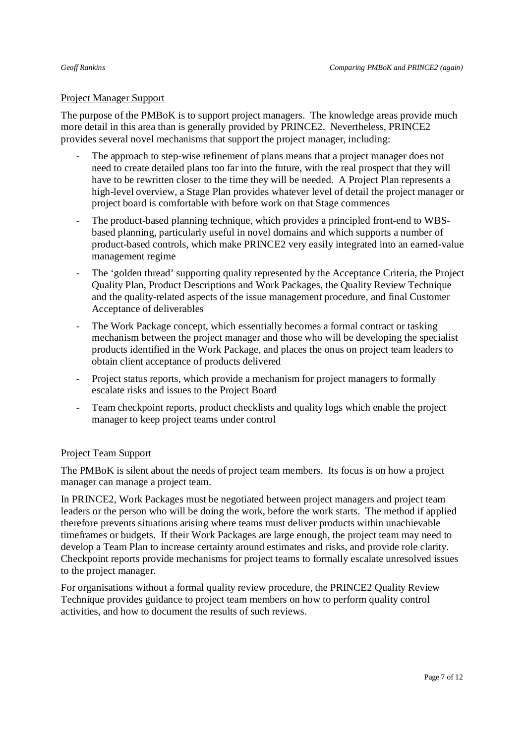## Project Manager Support

The purpose of the PMBoK is to support project managers. The knowledge areas provide much more detail in this area than is generally provided by PRINCE2. Nevertheless, PRINCE2 provides several novel mechanisms that support the project manager, including:

- The approach to step-wise refinement of plans means that a project manager does not need to create detailed plans too far into the future, with the real prospect that they will have to be rewritten closer to the time they will be needed. A Project Plan represents a high-level overview, a Stage Plan provides whatever level of detail the project manager or project board is comfortable with before work on that Stage commences
- The product-based planning technique, which provides a principled front-end to WBS-based planning, particularly useful in novel domains and which supports a number of product-based controls, which make PRINCE2 very easily integrated into an earned-value management regime
- The 'golden thread' supporting quality represented by the Acceptance Criteria, the Project Quality Plan, Product Descriptions and Work Packages, the Quality Review Technique and the quality-related aspects of the issue management procedure, and final Customer Acceptance of deliverables
- The Work Package concept, which essentially becomes a formal contract or tasking mechanism between the project manager and those who will be developing the specialist products identified in the Work Package, and places the onus on project team leaders to obtain client acceptance of products delivered
- Project status reports, which provide a mechanism for project managers to formally escalate risks and issues to the Project Board
- Team checkpoint reports, product checklists and quality logs which enable the project manager to keep project teams under control

## Project Team Support

The PMBoK is silent about the needs of project team members. Its focus is on how a project manager can manage a project team.

In PRINCE2, Work Packages must be negotiated between project managers and project team leaders or the person who will be doing the work, before the work starts. The method if applied therefore prevents situations arising where teams must deliver products within unachievable timeframes or budgets. If their Work Packages are large enough, the project team may need to develop a Team Plan to increase certainty around estimates and risks, and provide role clarity. Checkpoint reports provide mechanisms for project teams to formally escalate unresolved issues to the project manager.

For organisations without a formal quality review procedure, the PRINCE2 Quality Review Technique provides guidance to project team members on how to perform quality control activities, and how to document the results of such reviews.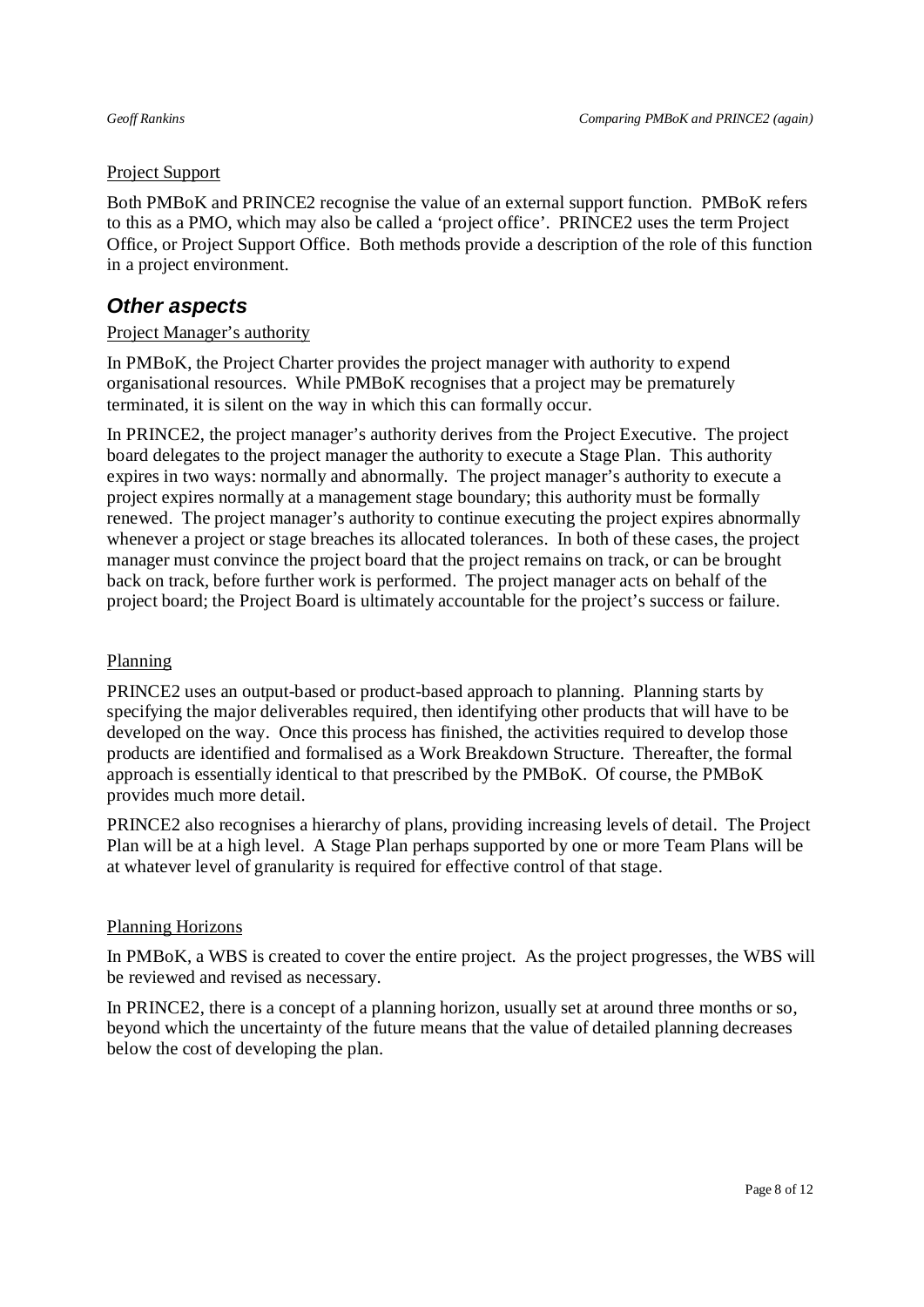Project Support

Both PMBoK and PRINCE2 recognise the value of an external support function. PMBoK refers to this as a PMO, which may also be called a 'project office'. PRINCE2 uses the term Project Office, or Project Support Office. Both methods provide a description of the role of this function in a project environment.

## *Other aspects*

Project Manager's authority

In PMBoK, the Project Charter provides the project manager with authority to expend organisational resources. While PMBoK recognises that a project may be prematurely terminated, it is silent on the way in which this can formally occur.

In PRINCE2, the project manager's authority derives from the Project Executive. The project board delegates to the project manager the authority to execute a Stage Plan. This authority expires in two ways: normally and abnormally. The project manager's authority to execute a project expires normally at a management stage boundary; this authority must be formally renewed. The project manager's authority to continue executing the project expires abnormally whenever a project or stage breaches its allocated tolerances. In both of these cases, the project manager must convince the project board that the project remains on track, or can be brought back on track, before further work is performed. The project manager acts on behalf of the project board; the Project Board is ultimately accountable for the project's success or failure.

Planning

PRINCE2 uses an output-based or product-based approach to planning. Planning starts by specifying the major deliverables required, then identifying other products that will have to be developed on the way. Once this process has finished, the activities required to develop those products are identified and formalised as a Work Breakdown Structure. Thereafter, the formal approach is essentially identical to that prescribed by the PMBoK. Of course, the PMBoK provides much more detail.

PRINCE2 also recognises a hierarchy of plans, providing increasing levels of detail. The Project Plan will be at a high level. A Stage Plan perhaps supported by one or more Team Plans will be at whatever level of granularity is required for effective control of that stage.

Planning Horizons

In PMBoK, a WBS is created to cover the entire project. As the project progresses, the WBS will be reviewed and revised as necessary.

In PRINCE2, there is a concept of a planning horizon, usually set at around three months or so, beyond which the uncertainty of the future means that the value of detailed planning decreases below the cost of developing the plan.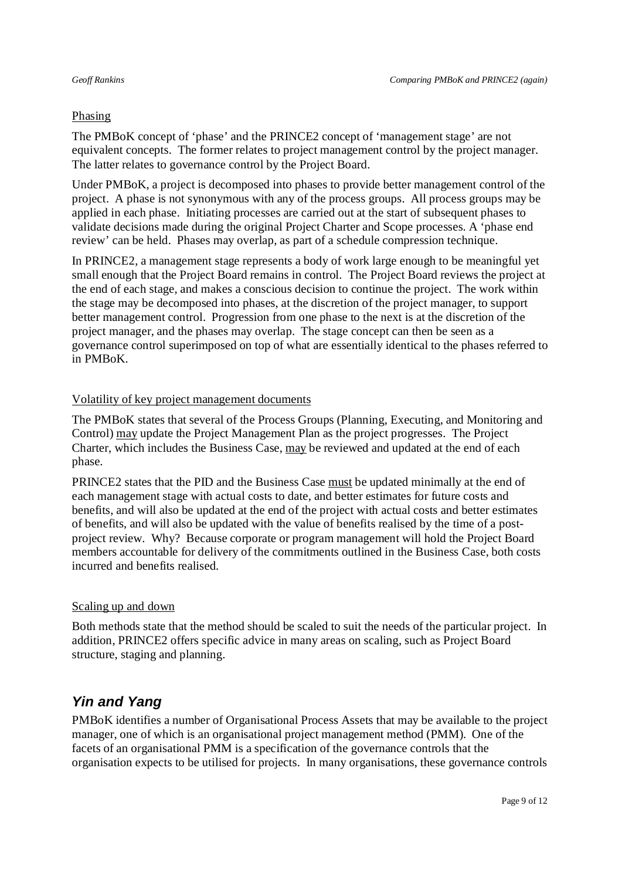Phasing

The PMBoK concept of 'phase' and the PRINCE2 concept of 'management stage' are not equivalent concepts. The former relates to project management control by the project manager. The latter relates to governance control by the Project Board.

Under PMBoK, a project is decomposed into phases to provide better management control of the project. A phase is not synonymous with any of the process groups. All process groups may be applied in each phase. Initiating processes are carried out at the start of subsequent phases to validate decisions made during the original Project Charter and Scope processes. A 'phase end review' can be held. Phases may overlap, as part of a schedule compression technique.

In PRINCE2, a management stage represents a body of work large enough to be meaningful yet small enough that the Project Board remains in control. The Project Board reviews the project at the end of each stage, and makes a conscious decision to continue the project. The work within the stage may be decomposed into phases, at the discretion of the project manager, to support better management control. Progression from one phase to the next is at the discretion of the project manager, and the phases may overlap. The stage concept can then be seen as a governance control superimposed on top of what are essentially identical to the phases referred to in PMBoK.

Volatility of key project management documents

The PMBoK states that several of the Process Groups (Planning, Executing, and Monitoring and Control) may update the Project Management Plan as the project progresses. The Project Charter, which includes the Business Case, may be reviewed and updated at the end of each phase.

PRINCE2 states that the PID and the Business Case must be updated minimally at the end of each management stage with actual costs to date, and better estimates for future costs and benefits, and will also be updated at the end of the project with actual costs and better estimates of benefits, and will also be updated with the value of benefits realised by the time of a post-project review. Why? Because corporate or program management will hold the Project Board members accountable for delivery of the commitments outlined in the Business Case, both costs incurred and benefits realised.

Scaling up and down

Both methods state that the method should be scaled to suit the needs of the particular project. In addition, PRINCE2 offers specific advice in many areas on scaling, such as Project Board structure, staging and planning.

## *Yin and Yang*

PMBoK identifies a number of Organisational Process Assets that may be available to the project manager, one of which is an organisational project management method (PMM). One of the facets of an organisational PMM is a specification of the governance controls that the organisation expects to be utilised for projects. In many organisations, these governance controls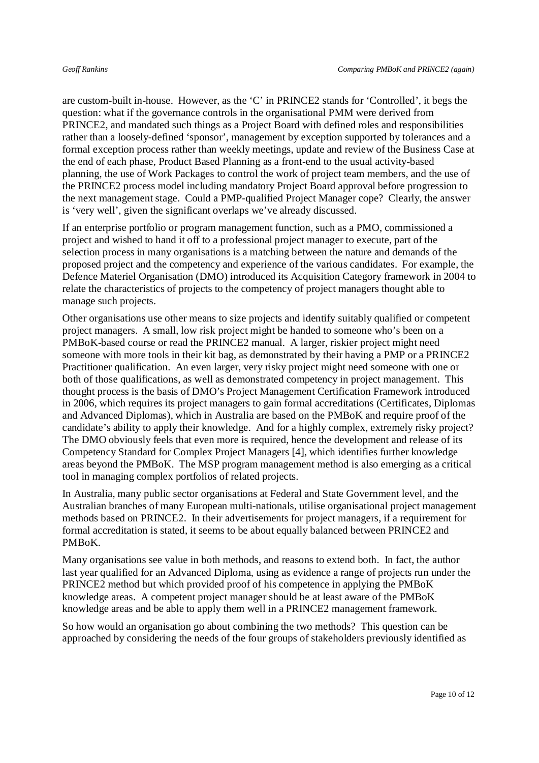are custom-built in-house. However, as the 'C' in PRINCE2 stands for 'Controlled', it begs the question: what if the governance controls in the organisational PMM were derived from PRINCE2, and mandated such things as a Project Board with defined roles and responsibilities rather than a loosely-defined 'sponsor', management by exception supported by tolerances and a formal exception process rather than weekly meetings, update and review of the Business Case at the end of each phase, Product Based Planning as a front-end to the usual activity-based planning, the use of Work Packages to control the work of project team members, and the use of the PRINCE2 process model including mandatory Project Board approval before progression to the next management stage. Could a PMP-qualified Project Manager cope? Clearly, the answer is 'very well', given the significant overlaps we've already discussed.

If an enterprise portfolio or program management function, such as a PMO, commissioned a project and wished to hand it off to a professional project manager to execute, part of the selection process in many organisations is a matching between the nature and demands of the proposed project and the competency and experience of the various candidates. For example, the Defence Materiel Organisation (DMO) introduced its Acquisition Category framework in 2004 to relate the characteristics of projects to the competency of project managers thought able to manage such projects.

Other organisations use other means to size projects and identify suitably qualified or competent project managers. A small, low risk project might be handed to someone who's been on a PMBoK-based course or read the PRINCE2 manual. A larger, riskier project might need someone with more tools in their kit bag, as demonstrated by their having a PMP or a PRINCE2 Practitioner qualification. An even larger, very risky project might need someone with one or both of those qualifications, as well as demonstrated competency in project management. This thought process is the basis of DMO's Project Management Certification Framework introduced in 2006, which requires its project managers to gain formal accreditations (Certificates, Diplomas and Advanced Diplomas), which in Australia are based on the PMBoK and require proof of the candidate's ability to apply their knowledge. And for a highly complex, extremely risky project? The DMO obviously feels that even more is required, hence the development and release of its Competency Standard for Complex Project Managers [4], which identifies further knowledge areas beyond the PMBoK. The MSP program management method is also emerging as a critical tool in managing complex portfolios of related projects.

In Australia, many public sector organisations at Federal and State Government level, and the Australian branches of many European multi-nationals, utilise organisational project management methods based on PRINCE2. In their advertisements for project managers, if a requirement for formal accreditation is stated, it seems to be about equally balanced between PRINCE2 and PMBoK.

Many organisations see value in both methods, and reasons to extend both. In fact, the author last year qualified for an Advanced Diploma, using as evidence a range of projects run under the PRINCE2 method but which provided proof of his competence in applying the PMBoK knowledge areas. A competent project manager should be at least aware of the PMBoK knowledge areas and be able to apply them well in a PRINCE2 management framework.

So how would an organisation go about combining the two methods? This question can be approached by considering the needs of the four groups of stakeholders previously identified as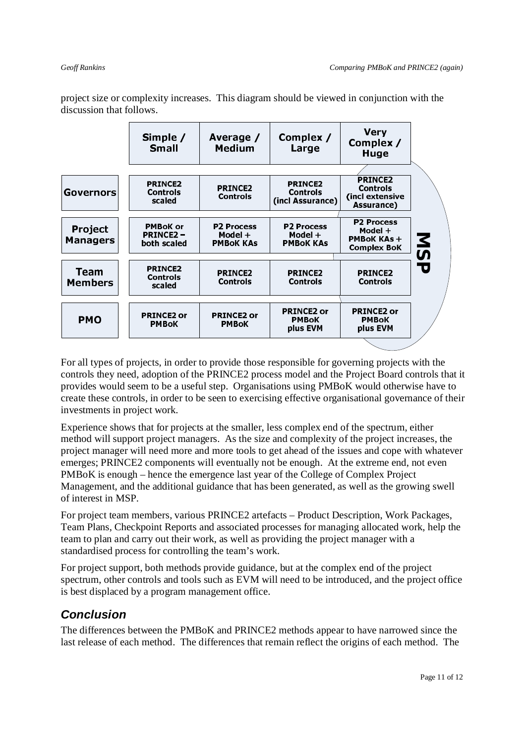project size or complexity increases. This diagram should be viewed in conjunction with the discussion that follows.

| | Simple / Small | Average / Medium | Complex / Large | Very Complex / Huge | |
|---|---|---|---|---|---|
| **Governors** | PRINCE2 Controls scaled | PRINCE2 Controls | PRINCE2 Controls (incl Assurance) | PRINCE2 Controls (incl extensive Assurance) | MSP |
| **Project Managers** | PMBoK or PRINCE2 – both scaled | P2 Process Model + PMBoK KAs | P2 Process Model + PMBoK KAs | P2 Process Model + PMBoK KAs + Complex BoK | MSP |
| **Team Members** | PRINCE2 Controls scaled | PRINCE2 Controls | PRINCE2 Controls | PRINCE2 Controls | MSP |
| **PMO** | PRINCE2 or PMBoK | PRINCE2 or PMBoK | PRINCE2 or PMBoK plus EVM | PRINCE2 or PMBoK plus EVM | MSP |

For all types of projects, in order to provide those responsible for governing projects with the controls they need, adoption of the PRINCE2 process model and the Project Board controls that it provides would seem to be a useful step. Organisations using PMBoK would otherwise have to create these controls, in order to be seen to exercising effective organisational governance of their investments in project work.

Experience shows that for projects at the smaller, less complex end of the spectrum, either method will support project managers. As the size and complexity of the project increases, the project manager will need more and more tools to get ahead of the issues and cope with whatever emerges; PRINCE2 components will eventually not be enough. At the extreme end, not even PMBoK is enough – hence the emergence last year of the College of Complex Project Management, and the additional guidance that has been generated, as well as the growing swell of interest in MSP.

For project team members, various PRINCE2 artefacts – Product Description, Work Packages, Team Plans, Checkpoint Reports and associated processes for managing allocated work, help the team to plan and carry out their work, as well as providing the project manager with a standardised process for controlling the team's work.

For project support, both methods provide guidance, but at the complex end of the project spectrum, other controls and tools such as EVM will need to be introduced, and the project office is best displaced by a program management office.

## *Conclusion*

The differences between the PMBoK and PRINCE2 methods appear to have narrowed since the last release of each method. The differences that remain reflect the origins of each method. The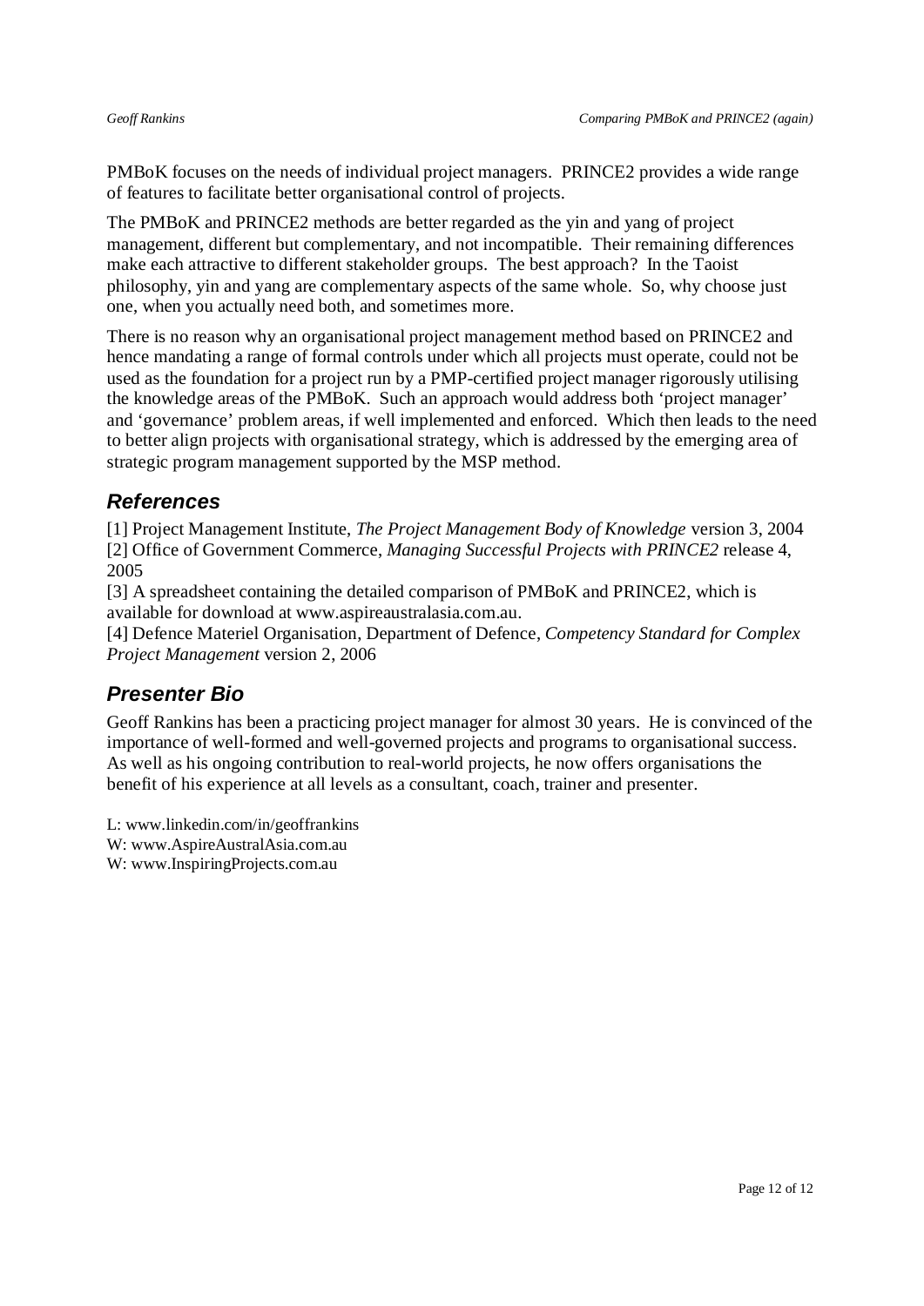PMBoK focuses on the needs of individual project managers. PRINCE2 provides a wide range of features to facilitate better organisational control of projects.

The PMBoK and PRINCE2 methods are better regarded as the yin and yang of project management, different but complementary, and not incompatible. Their remaining differences make each attractive to different stakeholder groups. The best approach? In the Taoist philosophy, yin and yang are complementary aspects of the same whole. So, why choose just one, when you actually need both, and sometimes more.

There is no reason why an organisational project management method based on PRINCE2 and hence mandating a range of formal controls under which all projects must operate, could not be used as the foundation for a project run by a PMP-certified project manager rigorously utilising the knowledge areas of the PMBoK. Such an approach would address both 'project manager' and 'governance' problem areas, if well implemented and enforced. Which then leads to the need to better align projects with organisational strategy, which is addressed by the emerging area of strategic program management supported by the MSP method.

## *References*

[1] Project Management Institute, *The Project Management Body of Knowledge* version 3, 2004
[2] Office of Government Commerce, *Managing Successful Projects with PRINCE2* release 4, 2005
[3] A spreadsheet containing the detailed comparison of PMBoK and PRINCE2, which is available for download at www.aspireaustralasia.com.au.
[4] Defence Materiel Organisation, Department of Defence, *Competency Standard for Complex Project Management* version 2, 2006

## *Presenter Bio*

Geoff Rankins has been a practicing project manager for almost 30 years. He is convinced of the importance of well-formed and well-governed projects and programs to organisational success. As well as his ongoing contribution to real-world projects, he now offers organisations the benefit of his experience at all levels as a consultant, coach, trainer and presenter.

L: www.linkedin.com/in/geoffrankins
W: www.AspireAustralAsia.com.au
W: www.InspiringProjects.com.au